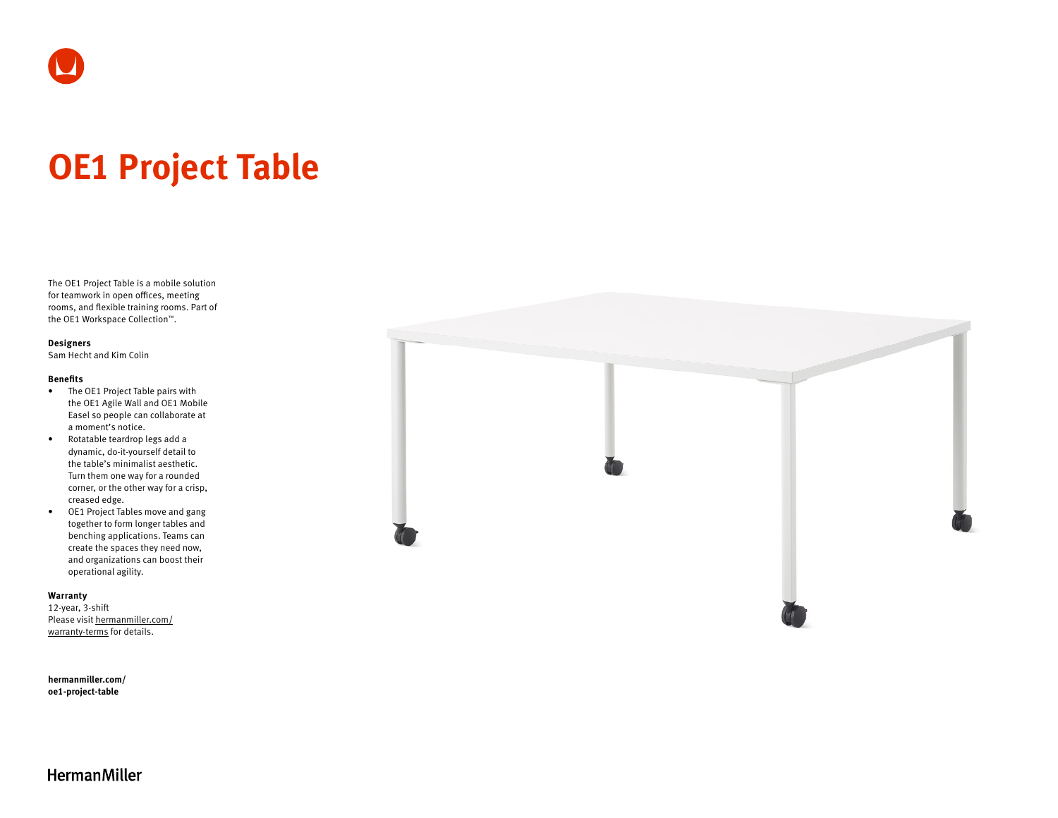# OE1 Project Table

The OE1 Project Table is a mobile solution for teamwork in open offices, meeting rooms, and flexible training rooms. Part of the OE1 Workspace Collection™.

**Designers**
Sam Hecht and Kim Colin

**Benefits**

- The OE1 Project Table pairs with the OE1 Agile Wall and OE1 Mobile Easel so people can collaborate at a moment's notice.
- Rotatable teardrop legs add a dynamic, do-it-yourself detail to the table's minimalist aesthetic. Turn them one way for a rounded corner, or the other way for a crisp, creased edge.
- OE1 Project Tables move and gang together to form longer tables and benching applications. Teams can create the spaces they need now, and organizations can boost their operational agility.

**Warranty**
12-year, 3-shift
Please visit hermanmiller.com/warranty-terms for details.

**hermanmiller.com/oe1-project-table**

HermanMiller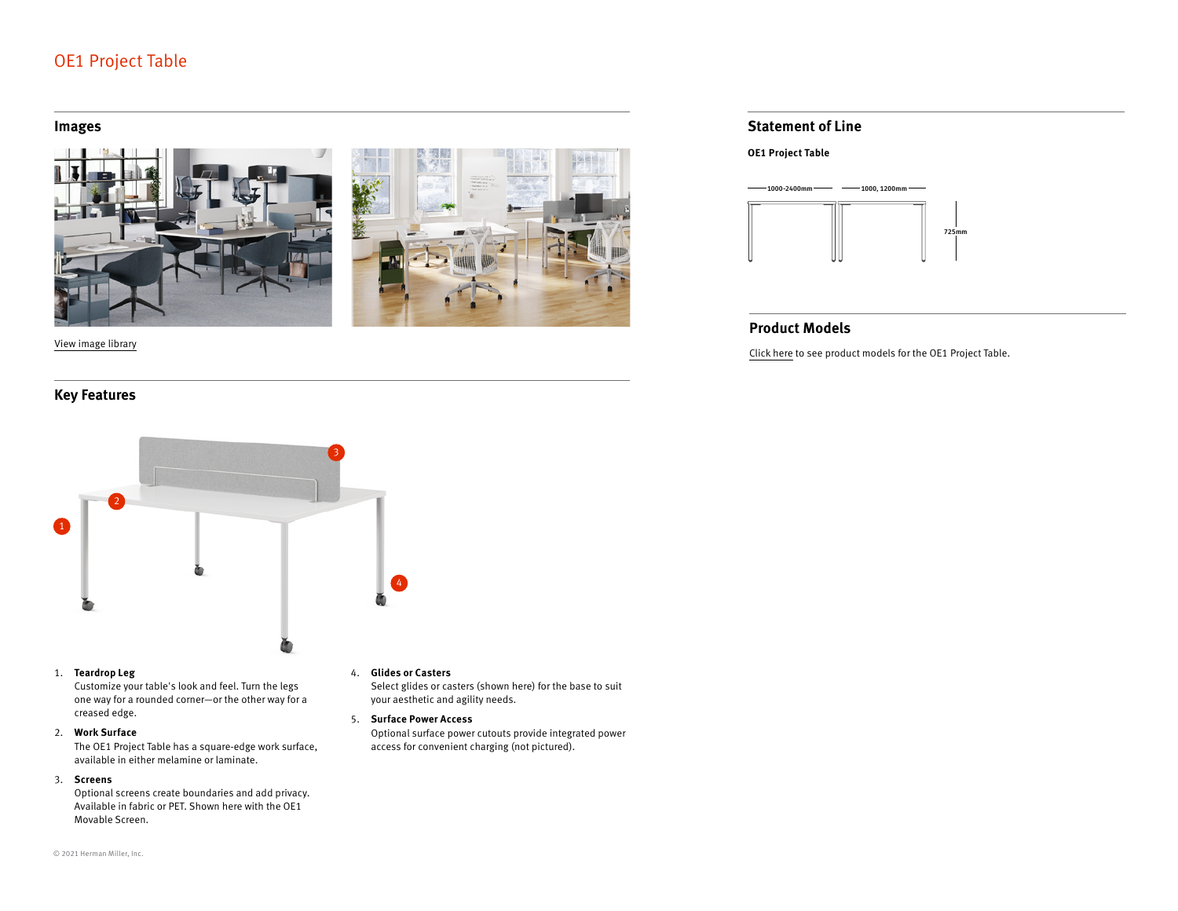# OE1 Project Table

## Images

View image library

## Key Features

3

2

1

4

1. **Teardrop Leg**
   Customize your table's look and feel. Turn the legs one way for a rounded corner—or the other way for a creased edge.
2. **Work Surface**
   The OE1 Project Table has a square-edge work surface, available in either melamine or laminate.
3. **Screens**
   Optional screens create boundaries and add privacy. Available in fabric or PET. Shown here with the OE1 Movable Screen.
4. **Glides or Casters**
   Select glides or casters (shown here) for the base to suit your aesthetic and agility needs.
5. **Surface Power Access**
   Optional surface power cutouts provide integrated power access for convenient charging (not pictured).

## Statement of Line

**OE1 Project Table**

1000-2400mm

1000, 1200mm

725mm

## Product Models

Click here to see product models for the OE1 Project Table.

© 2021 Herman Miller, Inc.